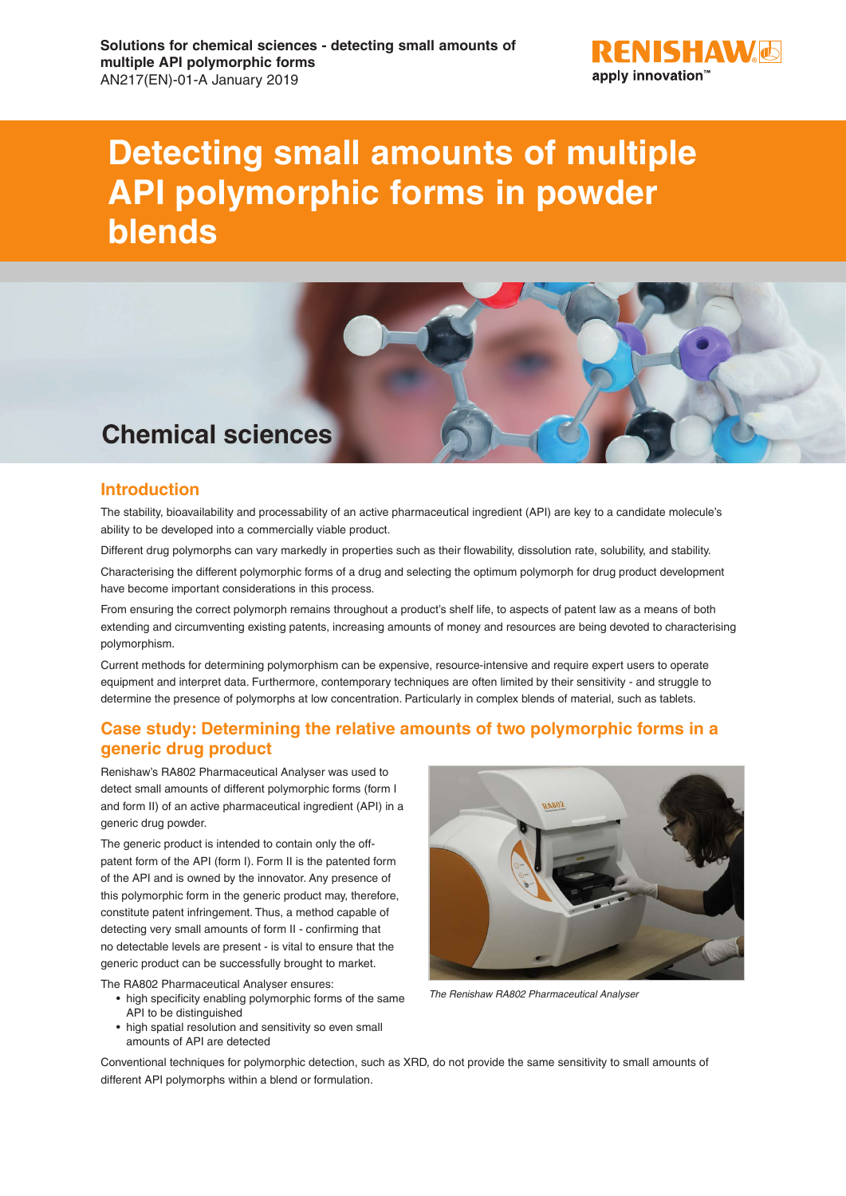**Solutions for chemical sciences - detecting small amounts of multiple API polymorphic forms**
AN217(EN)-01-A January 2019

# Detecting small amounts of multiple API polymorphic forms in powder blends

## Chemical sciences

## Introduction

The stability, bioavailability and processability of an active pharmaceutical ingredient (API) are key to a candidate molecule's ability to be developed into a commercially viable product.

Different drug polymorphs can vary markedly in properties such as their flowability, dissolution rate, solubility, and stability.

Characterising the different polymorphic forms of a drug and selecting the optimum polymorph for drug product development have become important considerations in this process.

From ensuring the correct polymorph remains throughout a product's shelf life, to aspects of patent law as a means of both extending and circumventing existing patents, increasing amounts of money and resources are being devoted to characterising polymorphism.

Current methods for determining polymorphism can be expensive, resource-intensive and require expert users to operate equipment and interpret data. Furthermore, contemporary techniques are often limited by their sensitivity - and struggle to determine the presence of polymorphs at low concentration. Particularly in complex blends of material, such as tablets.

## Case study: Determining the relative amounts of two polymorphic forms in a generic drug product

Renishaw's RA802 Pharmaceutical Analyser was used to detect small amounts of different polymorphic forms (form I and form II) of an active pharmaceutical ingredient (API) in a generic drug powder.

The generic product is intended to contain only the off-patent form of the API (form I). Form II is the patented form of the API and is owned by the innovator. Any presence of this polymorphic form in the generic product may, therefore, constitute patent infringement. Thus, a method capable of detecting very small amounts of form II - confirming that no detectable levels are present - is vital to ensure that the generic product can be successfully brought to market.

The RA802 Pharmaceutical Analyser ensures:

- high specificity enabling polymorphic forms of the same API to be distinguished
- high spatial resolution and sensitivity so even small amounts of API are detected

*The Renishaw RA802 Pharmaceutical Analyser*

Conventional techniques for polymorphic detection, such as XRD, do not provide the same sensitivity to small amounts of different API polymorphs within a blend or formulation.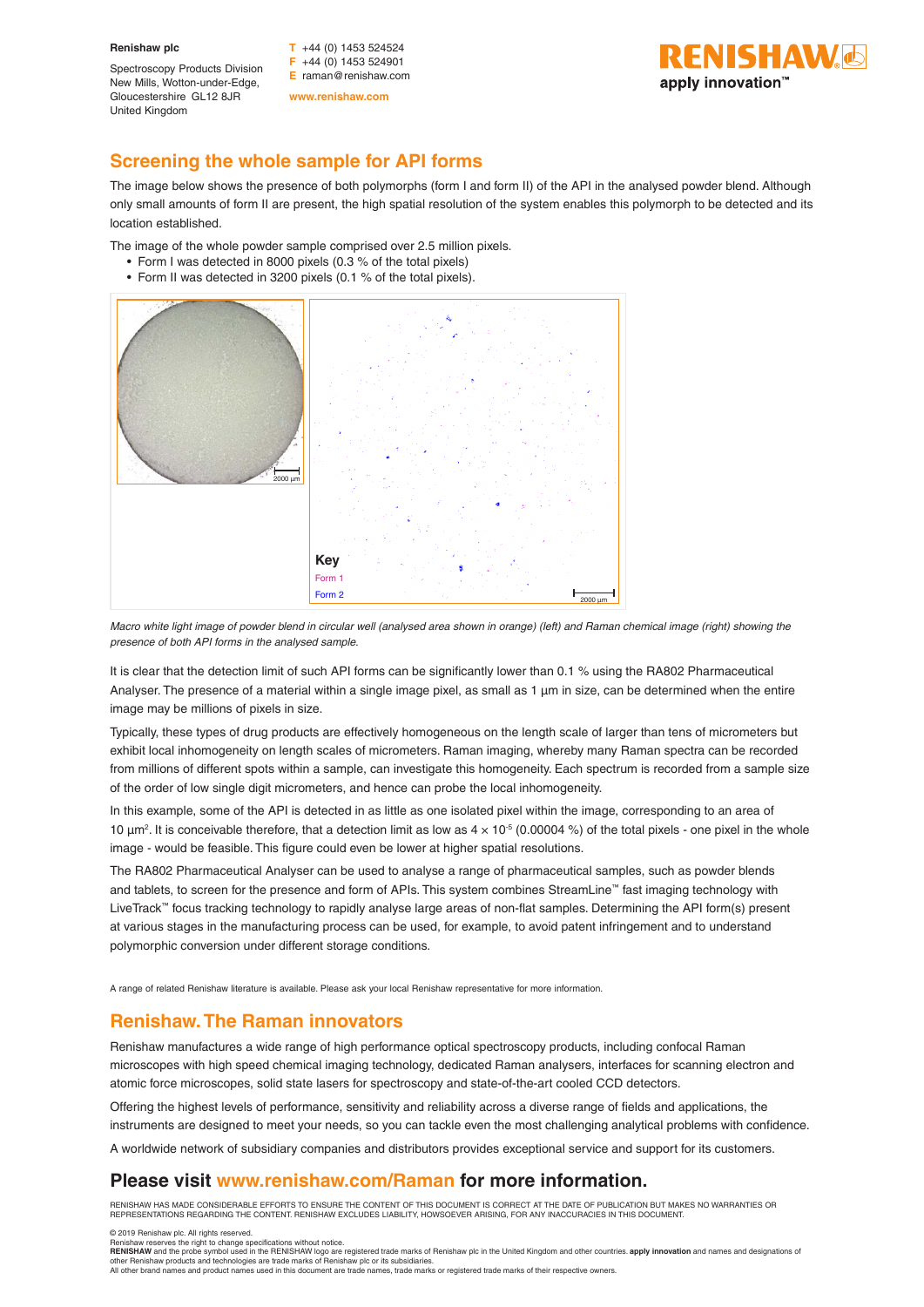Renishaw plc

Spectroscopy Products Division
New Mills, Wotton-under-Edge,
Gloucestershire GL12 8JR
United Kingdom

**T** +44 (0) 1453 524524
**F** +44 (0) 1453 524901
**E** raman@renishaw.com

www.renishaw.com

## Screening the whole sample for API forms

The image below shows the presence of both polymorphs (form I and form II) of the API in the analysed powder blend. Although only small amounts of form II are present, the high spatial resolution of the system enables this polymorph to be detected and its location established.

The image of the whole powder sample comprised over 2.5 million pixels.

- Form I was detected in 8000 pixels (0.3 % of the total pixels)
- Form II was detected in 3200 pixels (0.1 % of the total pixels).

2000 µm

Key
Form 1
Form 2
2000 µm

*Macro white light image of powder blend in circular well (analysed area shown in orange) (left) and Raman chemical image (right) showing the presence of both API forms in the analysed sample.*

It is clear that the detection limit of such API forms can be significantly lower than 0.1 % using the RA802 Pharmaceutical Analyser. The presence of a material within a single image pixel, as small as 1 µm in size, can be determined when the entire image may be millions of pixels in size.

Typically, these types of drug products are effectively homogeneous on the length scale of larger than tens of micrometers but exhibit local inhomogeneity on length scales of micrometers. Raman imaging, whereby many Raman spectra can be recorded from millions of different spots within a sample, can investigate this homogeneity. Each spectrum is recorded from a sample size of the order of low single digit micrometers, and hence can probe the local inhomogeneity.

In this example, some of the API is detected in as little as one isolated pixel within the image, corresponding to an area of 10 µm$^2$. It is conceivable therefore, that a detection limit as low as $4 \times 10^{-5}$ (0.00004 %) of the total pixels - one pixel in the whole image - would be feasible. This figure could even be lower at higher spatial resolutions.

The RA802 Pharmaceutical Analyser can be used to analyse a range of pharmaceutical samples, such as powder blends and tablets, to screen for the presence and form of APIs. This system combines StreamLine™ fast imaging technology with LiveTrack™ focus tracking technology to rapidly analyse large areas of non-flat samples. Determining the API form(s) present at various stages in the manufacturing process can be used, for example, to avoid patent infringement and to understand polymorphic conversion under different storage conditions.

A range of related Renishaw literature is available. Please ask your local Renishaw representative for more information.

## Renishaw. The Raman innovators

Renishaw manufactures a wide range of high performance optical spectroscopy products, including confocal Raman microscopes with high speed chemical imaging technology, dedicated Raman analysers, interfaces for scanning electron and atomic force microscopes, solid state lasers for spectroscopy and state-of-the-art cooled CCD detectors.

Offering the highest levels of performance, sensitivity and reliability across a diverse range of fields and applications, the instruments are designed to meet your needs, so you can tackle even the most challenging analytical problems with confidence.

A worldwide network of subsidiary companies and distributors provides exceptional service and support for its customers.

## Please visit www.renishaw.com/Raman for more information.

RENISHAW HAS MADE CONSIDERABLE EFFORTS TO ENSURE THE CONTENT OF THIS DOCUMENT IS CORRECT AT THE DATE OF PUBLICATION BUT MAKES NO WARRANTIES OR REPRESENTATIONS REGARDING THE CONTENT. RENISHAW EXCLUDES LIABILITY, HOWSOEVER ARISING, FOR ANY INACCURACIES IN THIS DOCUMENT.

© 2019 Renishaw plc. All rights reserved.
Renishaw reserves the right to change specifications without notice.
**RENISHAW** and the probe symbol used in the RENISHAW logo are registered trade marks of Renishaw plc in the United Kingdom and other countries. **apply innovation** and names and designations of other Renishaw products and technologies are trade marks of Renishaw plc or its subsidiaries.
All other brand names and product names used in this document are trade names, trade marks or registered trade marks of their respective owners.